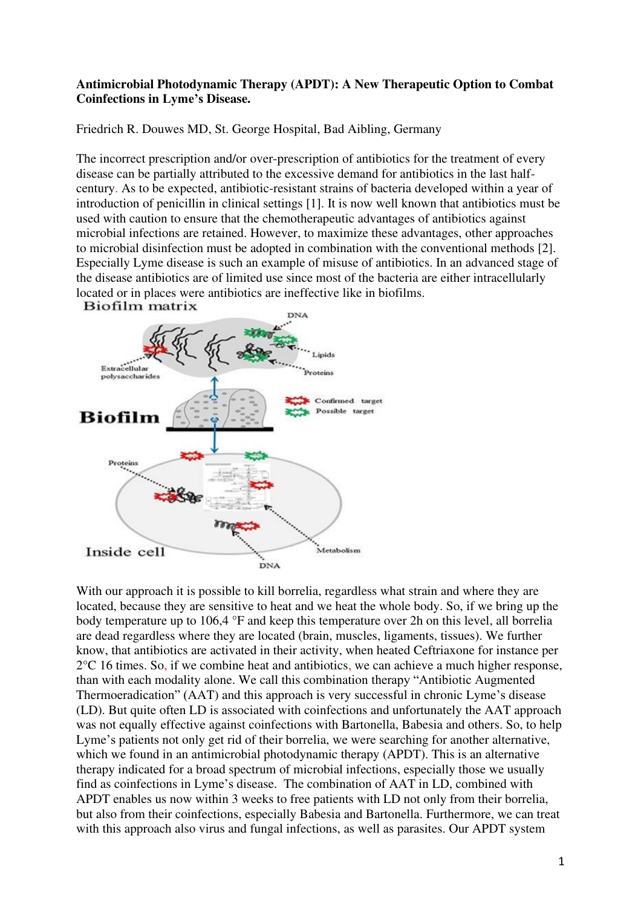**Antimicrobial Photodynamic Therapy (APDT): A New Therapeutic Option to Combat Coinfections in Lyme's Disease.**

Friedrich R. Douwes MD, St. George Hospital, Bad Aibling, Germany

The incorrect prescription and/or over-prescription of antibiotics for the treatment of every disease can be partially attributed to the excessive demand for antibiotics in the last half-century. As to be expected, antibiotic-resistant strains of bacteria developed within a year of introduction of penicillin in clinical settings [1]. It is now well known that antibiotics must be used with caution to ensure that the chemotherapeutic advantages of antibiotics against microbial infections are retained. However, to maximize these advantages, other approaches to microbial disinfection must be adopted in combination with the conventional methods [2]. Especially Lyme disease is such an example of misuse of antibiotics. In an advanced stage of the disease antibiotics are of limited use since most of the bacteria are either intracellularly located or in places were antibiotics are ineffective like in biofilms.

With our approach it is possible to kill borrelia, regardless what strain and where they are located, because they are sensitive to heat and we heat the whole body. So, if we bring up the body temperature up to 106,4 °F and keep this temperature over 2h on this level, all borrelia are dead regardless where they are located (brain, muscles, ligaments, tissues). We further know, that antibiotics are activated in their activity, when heated Ceftriaxone for instance per 2°C 16 times. So, if we combine heat and antibiotics, we can achieve a much higher response, than with each modality alone. We call this combination therapy "Antibiotic Augmented Thermoeradication" (AAT) and this approach is very successful in chronic Lyme's disease (LD). But quite often LD is associated with coinfections and unfortunately the AAT approach was not equally effective against coinfections with Bartonella, Babesia and others. So, to help Lyme's patients not only get rid of their borrelia, we were searching for another alternative, which we found in an antimicrobial photodynamic therapy (APDT). This is an alternative therapy indicated for a broad spectrum of microbial infections, especially those we usually find as coinfections in Lyme's disease. The combination of AAT in LD, combined with APDT enables us now within 3 weeks to free patients with LD not only from their borrelia, but also from their coinfections, especially Babesia and Bartonella. Furthermore, we can treat with this approach also virus and fungal infections, as well as parasites. Our APDT system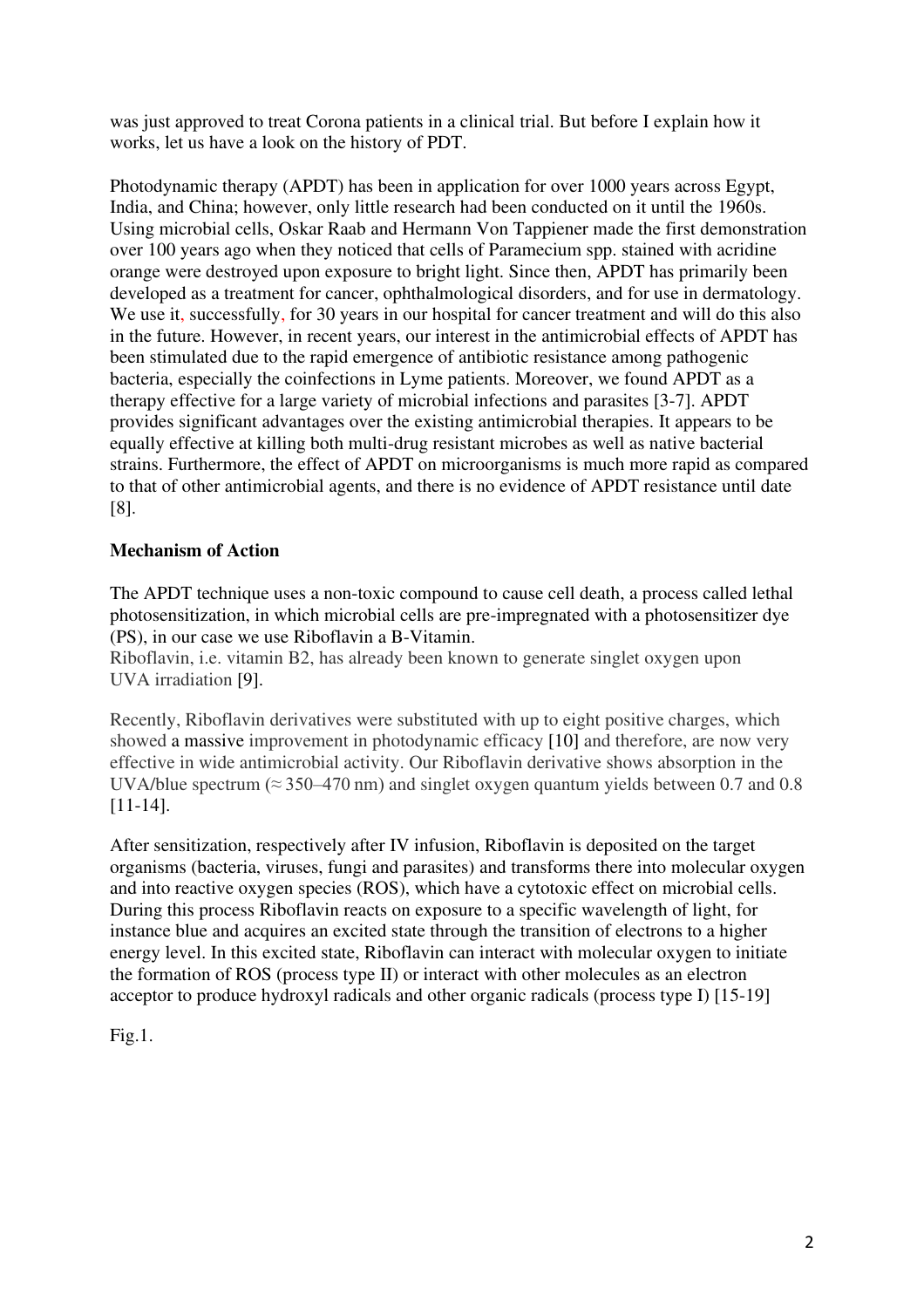was just approved to treat Corona patients in a clinical trial. But before I explain how it works, let us have a look on the history of PDT.

Photodynamic therapy (APDT) has been in application for over 1000 years across Egypt, India, and China; however, only little research had been conducted on it until the 1960s. Using microbial cells, Oskar Raab and Hermann Von Tappiener made the first demonstration over 100 years ago when they noticed that cells of Paramecium spp. stained with acridine orange were destroyed upon exposure to bright light. Since then, APDT has primarily been developed as a treatment for cancer, ophthalmological disorders, and for use in dermatology. We use it, successfully, for 30 years in our hospital for cancer treatment and will do this also in the future. However, in recent years, our interest in the antimicrobial effects of APDT has been stimulated due to the rapid emergence of antibiotic resistance among pathogenic bacteria, especially the coinfections in Lyme patients. Moreover, we found APDT as a therapy effective for a large variety of microbial infections and parasites [3-7]. APDT provides significant advantages over the existing antimicrobial therapies. It appears to be equally effective at killing both multi-drug resistant microbes as well as native bacterial strains. Furthermore, the effect of APDT on microorganisms is much more rapid as compared to that of other antimicrobial agents, and there is no evidence of APDT resistance until date [8].

**Mechanism of Action**

The APDT technique uses a non-toxic compound to cause cell death, a process called lethal photosensitization, in which microbial cells are pre-impregnated with a photosensitizer dye (PS), in our case we use Riboflavin a B-Vitamin.
Riboflavin, i.e. vitamin B2, has already been known to generate singlet oxygen upon UVA irradiation [9].

Recently, Riboflavin derivatives were substituted with up to eight positive charges, which showed a massive improvement in photodynamic efficacy [10] and therefore, are now very effective in wide antimicrobial activity. Our Riboflavin derivative shows absorption in the UVA/blue spectrum (≈ 350–470 nm) and singlet oxygen quantum yields between 0.7 and 0.8 [11-14].

After sensitization, respectively after IV infusion, Riboflavin is deposited on the target organisms (bacteria, viruses, fungi and parasites) and transforms there into molecular oxygen and into reactive oxygen species (ROS), which have a cytotoxic effect on microbial cells. During this process Riboflavin reacts on exposure to a specific wavelength of light, for instance blue and acquires an excited state through the transition of electrons to a higher energy level. In this excited state, Riboflavin can interact with molecular oxygen to initiate the formation of ROS (process type II) or interact with other molecules as an electron acceptor to produce hydroxyl radicals and other organic radicals (process type I) [15-19]

Fig.1.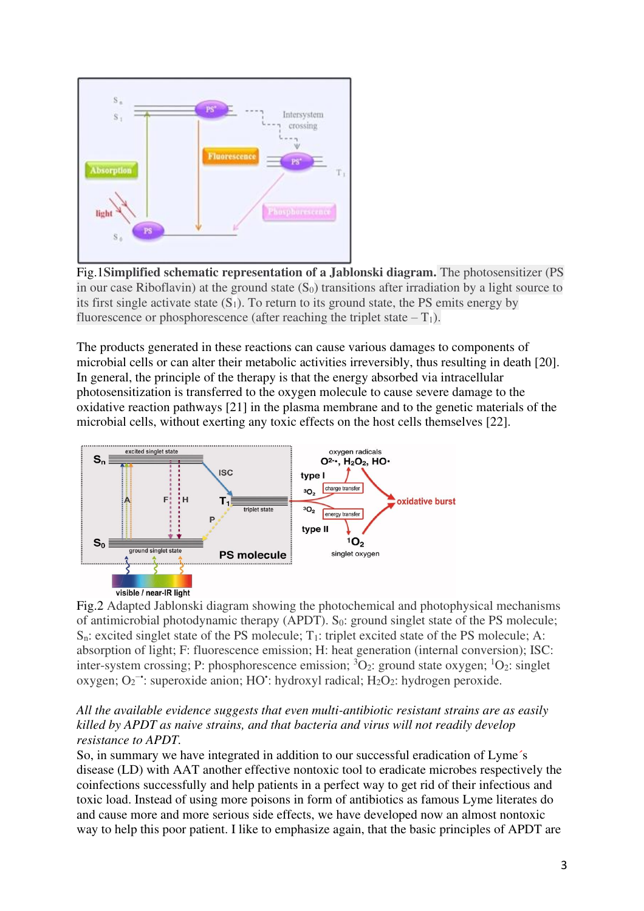Fig.1 **Simplified schematic representation of a Jablonski diagram.** The photosensitizer (PS in our case Riboflavin) at the ground state ($S_0$) transitions after irradiation by a light source to its first single activate state ($S_1$). To return to its ground state, the PS emits energy by fluorescence or phosphorescence (after reaching the triplet state – $T_1$).

The products generated in these reactions can cause various damages to components of microbial cells or can alter their metabolic activities irreversibly, thus resulting in death [20]. In general, the principle of the therapy is that the energy absorbed via intracellular photosensitization is transferred to the oxygen molecule to cause severe damage to the oxidative reaction pathways [21] in the plasma membrane and to the genetic materials of the microbial cells, without exerting any toxic effects on the host cells themselves [22].

Fig.2 Adapted Jablonski diagram showing the photochemical and photophysical mechanisms of antimicrobial photodynamic therapy (APDT). $S_0$: ground singlet state of the PS molecule; $S_n$: excited singlet state of the PS molecule; $T_1$: triplet excited state of the PS molecule; A: absorption of light; F: fluorescence emission; H: heat generation (internal conversion); ISC: inter-system crossing; P: phosphorescence emission; $^3O_2$: ground state oxygen; $^1O_2$: singlet oxygen; $O_2^{-\bullet}$: superoxide anion; $HO^\bullet$: hydroxyl radical; $H_2O_2$: hydrogen peroxide.

*All the available evidence suggests that even multi-antibiotic resistant strains are as easily killed by APDT as naive strains, and that bacteria and virus will not readily develop resistance to APDT.*

So, in summary we have integrated in addition to our successful eradication of Lyme´s disease (LD) with AAT another effective nontoxic tool to eradicate microbes respectively the coinfections successfully and help patients in a perfect way to get rid of their infectious and toxic load. Instead of using more poisons in form of antibiotics as famous Lyme literates do and cause more and more serious side effects, we have developed now an almost nontoxic way to help this poor patient. I like to emphasize again, that the basic principles of APDT are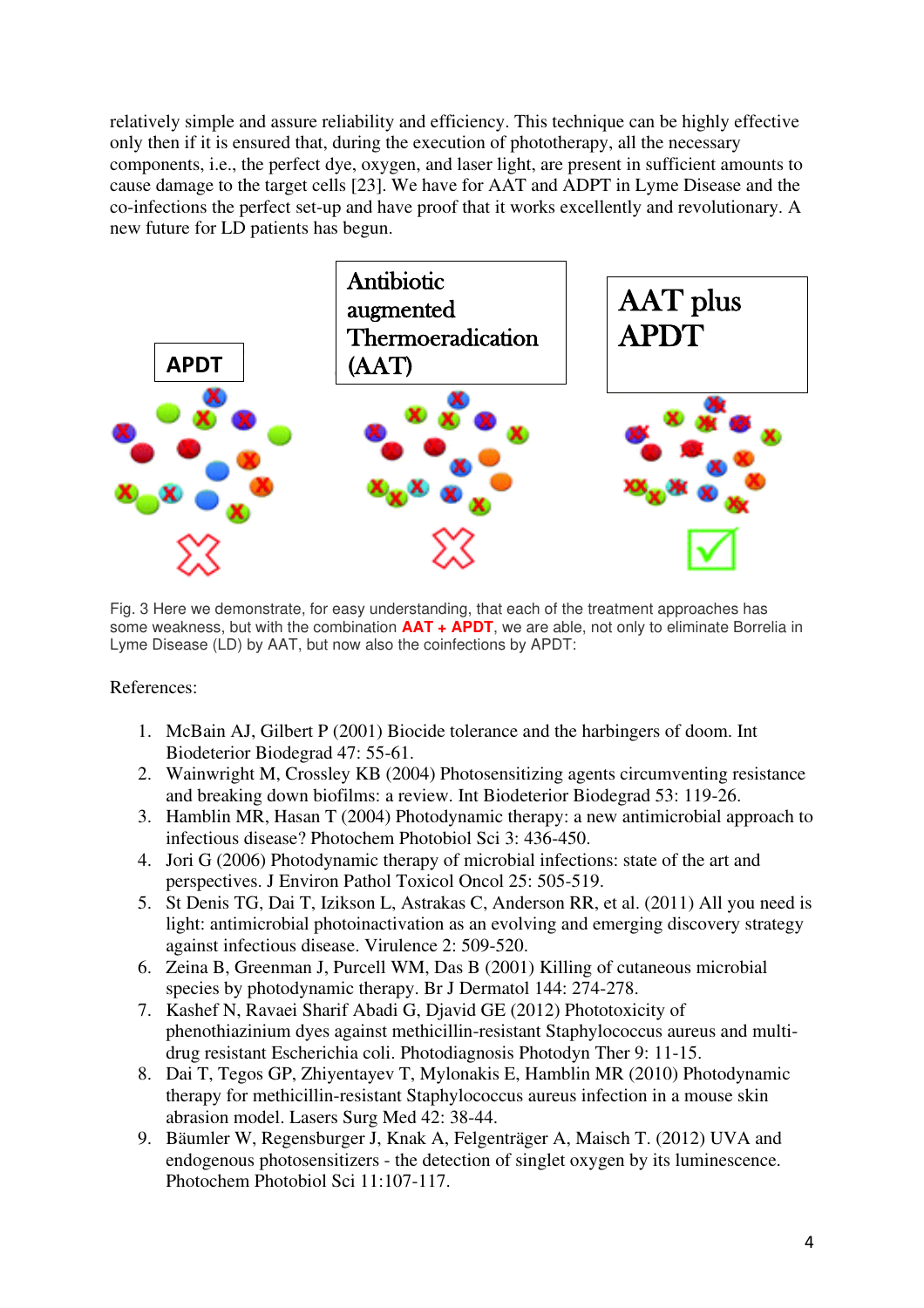relatively simple and assure reliability and efficiency. This technique can be highly effective only then if it is ensured that, during the execution of phototherapy, all the necessary components, i.e., the perfect dye, oxygen, and laser light, are present in sufficient amounts to cause damage to the target cells [23]. We have for AAT and ADPT in Lyme Disease and the co-infections the perfect set-up and have proof that it works excellently and revolutionary. A new future for LD patients has begun.

APDT

Antibiotic augmented Thermoeradication (AAT)

AAT plus APDT

Fig. 3 Here we demonstrate, for easy understanding, that each of the treatment approaches has some weakness, but with the combination **AAT + APDT**, we are able, not only to eliminate Borrelia in Lyme Disease (LD) by AAT, but now also the coinfections by APDT:

References:

1. McBain AJ, Gilbert P (2001) Biocide tolerance and the harbingers of doom. Int Biodeterior Biodegrad 47: 55-61.
2. Wainwright M, Crossley KB (2004) Photosensitizing agents circumventing resistance and breaking down biofilms: a review. Int Biodeterior Biodegrad 53: 119-26.
3. Hamblin MR, Hasan T (2004) Photodynamic therapy: a new antimicrobial approach to infectious disease? Photochem Photobiol Sci 3: 436-450.
4. Jori G (2006) Photodynamic therapy of microbial infections: state of the art and perspectives. J Environ Pathol Toxicol Oncol 25: 505-519.
5. St Denis TG, Dai T, Izikson L, Astrakas C, Anderson RR, et al. (2011) All you need is light: antimicrobial photoinactivation as an evolving and emerging discovery strategy against infectious disease. Virulence 2: 509-520.
6. Zeina B, Greenman J, Purcell WM, Das B (2001) Killing of cutaneous microbial species by photodynamic therapy. Br J Dermatol 144: 274-278.
7. Kashef N, Ravaei Sharif Abadi G, Djavid GE (2012) Phototoxicity of phenothiazinium dyes against methicillin-resistant Staphylococcus aureus and multi-drug resistant Escherichia coli. Photodiagnosis Photodyn Ther 9: 11-15.
8. Dai T, Tegos GP, Zhiyentayev T, Mylonakis E, Hamblin MR (2010) Photodynamic therapy for methicillin-resistant Staphylococcus aureus infection in a mouse skin abrasion model. Lasers Surg Med 42: 38-44.
9. Bäumler W, Regensburger J, Knak A, Felgenträger A, Maisch T. (2012) UVA and endogenous photosensitizers - the detection of singlet oxygen by its luminescence. Photochem Photobiol Sci 11:107-117.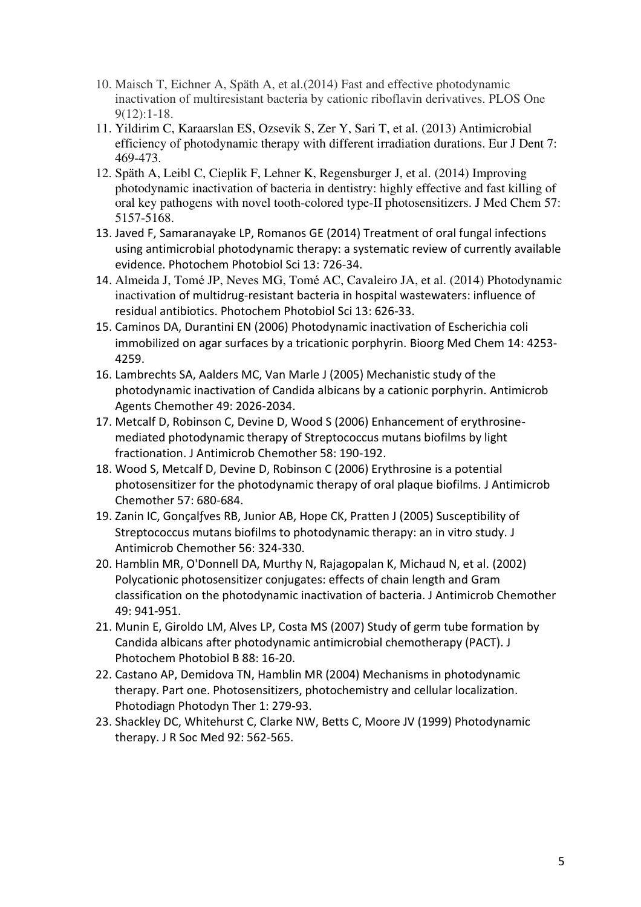10. Maisch T, Eichner A, Späth A, et al.(2014) Fast and effective photodynamic inactivation of multiresistant bacteria by cationic riboflavin derivatives. PLOS One 9(12):1-18.
11. Yildirim C, Karaarslan ES, Ozsevik S, Zer Y, Sari T, et al. (2013) Antimicrobial efficiency of photodynamic therapy with different irradiation durations. Eur J Dent 7: 469-473.
12. Späth A, Leibl C, Cieplik F, Lehner K, Regensburger J, et al. (2014) Improving photodynamic inactivation of bacteria in dentistry: highly effective and fast killing of oral key pathogens with novel tooth-colored type-II photosensitizers. J Med Chem 57: 5157-5168.
13. Javed F, Samaranayake LP, Romanos GE (2014) Treatment of oral fungal infections using antimicrobial photodynamic therapy: a systematic review of currently available evidence. Photochem Photobiol Sci 13: 726-34.
14. Almeida J, Tomé JP, Neves MG, Tomé AC, Cavaleiro JA, et al. (2014) Photodynamic inactivation of multidrug-resistant bacteria in hospital wastewaters: influence of residual antibiotics. Photochem Photobiol Sci 13: 626-33.
15. Caminos DA, Durantini EN (2006) Photodynamic inactivation of Escherichia coli immobilized on agar surfaces by a tricationic porphyrin. Bioorg Med Chem 14: 4253-4259.
16. Lambrechts SA, Aalders MC, Van Marle J (2005) Mechanistic study of the photodynamic inactivation of Candida albicans by a cationic porphyrin. Antimicrob Agents Chemother 49: 2026-2034.
17. Metcalf D, Robinson C, Devine D, Wood S (2006) Enhancement of erythrosine-mediated photodynamic therapy of Streptococcus mutans biofilms by light fractionation. J Antimicrob Chemother 58: 190-192.
18. Wood S, Metcalf D, Devine D, Robinson C (2006) Erythrosine is a potential photosensitizer for the photodynamic therapy of oral plaque biofilms. J Antimicrob Chemother 57: 680-684.
19. Zanin IC, Gonçalfves RB, Junior AB, Hope CK, Pratten J (2005) Susceptibility of Streptococcus mutans biofilms to photodynamic therapy: an in vitro study. J Antimicrob Chemother 56: 324-330.
20. Hamblin MR, O'Donnell DA, Murthy N, Rajagopalan K, Michaud N, et al. (2002) Polycationic photosensitizer conjugates: effects of chain length and Gram classification on the photodynamic inactivation of bacteria. J Antimicrob Chemother 49: 941-951.
21. Munin E, Giroldo LM, Alves LP, Costa MS (2007) Study of germ tube formation by Candida albicans after photodynamic antimicrobial chemotherapy (PACT). J Photochem Photobiol B 88: 16-20.
22. Castano AP, Demidova TN, Hamblin MR (2004) Mechanisms in photodynamic therapy. Part one. Photosensitizers, photochemistry and cellular localization. Photodiagn Photodyn Ther 1: 279-93.
23. Shackley DC, Whitehurst C, Clarke NW, Betts C, Moore JV (1999) Photodynamic therapy. J R Soc Med 92: 562-565.